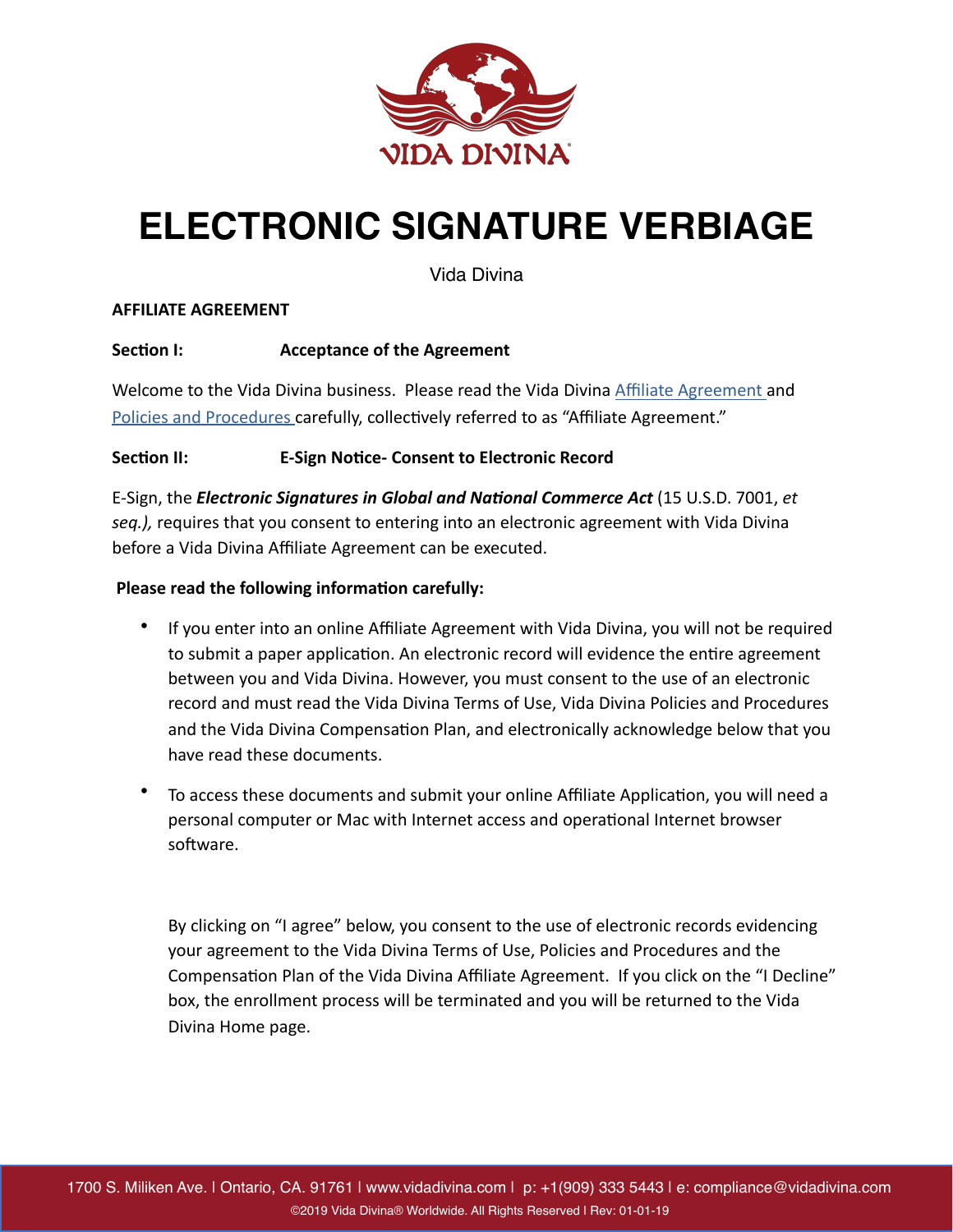# ELECTRONIC SIGNATURE VERBIAGE

Vida Divina

**AFFILIATE AGREEMENT**

**Section I: Acceptance of the Agreement**

Welcome to the Vida Divina business. Please read the Vida Divina Affiliate Agreement and Policies and Procedures carefully, collectively referred to as "Affiliate Agreement."

**Section II: E-Sign Notice- Consent to Electronic Record**

E-Sign, the ***Electronic Signatures in Global and National Commerce Act*** (15 U.S.D. 7001, *et seq.),* requires that you consent to entering into an electronic agreement with Vida Divina before a Vida Divina Affiliate Agreement can be executed.

**Please read the following information carefully:**

- If you enter into an online Affiliate Agreement with Vida Divina, you will not be required to submit a paper application. An electronic record will evidence the entire agreement between you and Vida Divina. However, you must consent to the use of an electronic record and must read the Vida Divina Terms of Use, Vida Divina Policies and Procedures and the Vida Divina Compensation Plan, and electronically acknowledge below that you have read these documents.
- To access these documents and submit your online Affiliate Application, you will need a personal computer or Mac with Internet access and operational Internet browser software.

By clicking on "I agree" below, you consent to the use of electronic records evidencing your agreement to the Vida Divina Terms of Use, Policies and Procedures and the Compensation Plan of the Vida Divina Affiliate Agreement. If you click on the "I Decline" box, the enrollment process will be terminated and you will be returned to the Vida Divina Home page.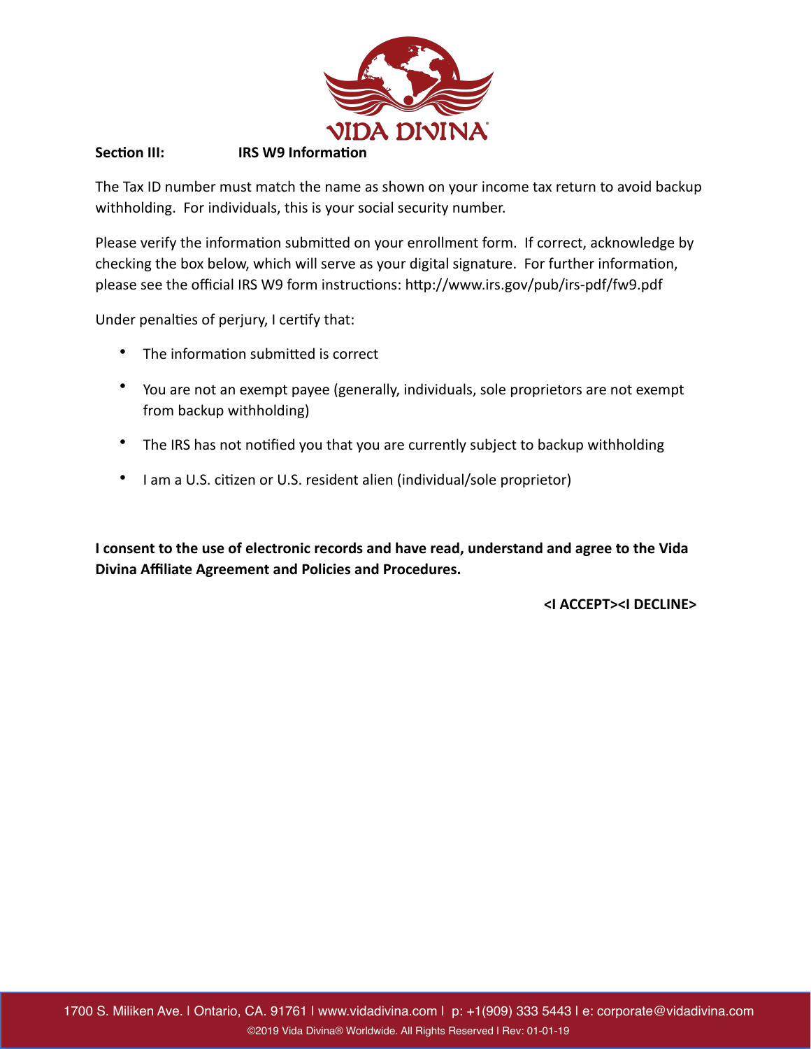**Section III: IRS W9 Information**

The Tax ID number must match the name as shown on your income tax return to avoid backup withholding. For individuals, this is your social security number.

Please verify the information submitted on your enrollment form. If correct, acknowledge by checking the box below, which will serve as your digital signature. For further information, please see the official IRS W9 form instructions: http://www.irs.gov/pub/irs-pdf/fw9.pdf

Under penalties of perjury, I certify that:

- The information submitted is correct
- You are not an exempt payee (generally, individuals, sole proprietors are not exempt from backup withholding)
- The IRS has not notified you that you are currently subject to backup withholding
- I am a U.S. citizen or U.S. resident alien (individual/sole proprietor)

**I consent to the use of electronic records and have read, understand and agree to the Vida Divina Affiliate Agreement and Policies and Procedures.**

**<I ACCEPT><I DECLINE>**